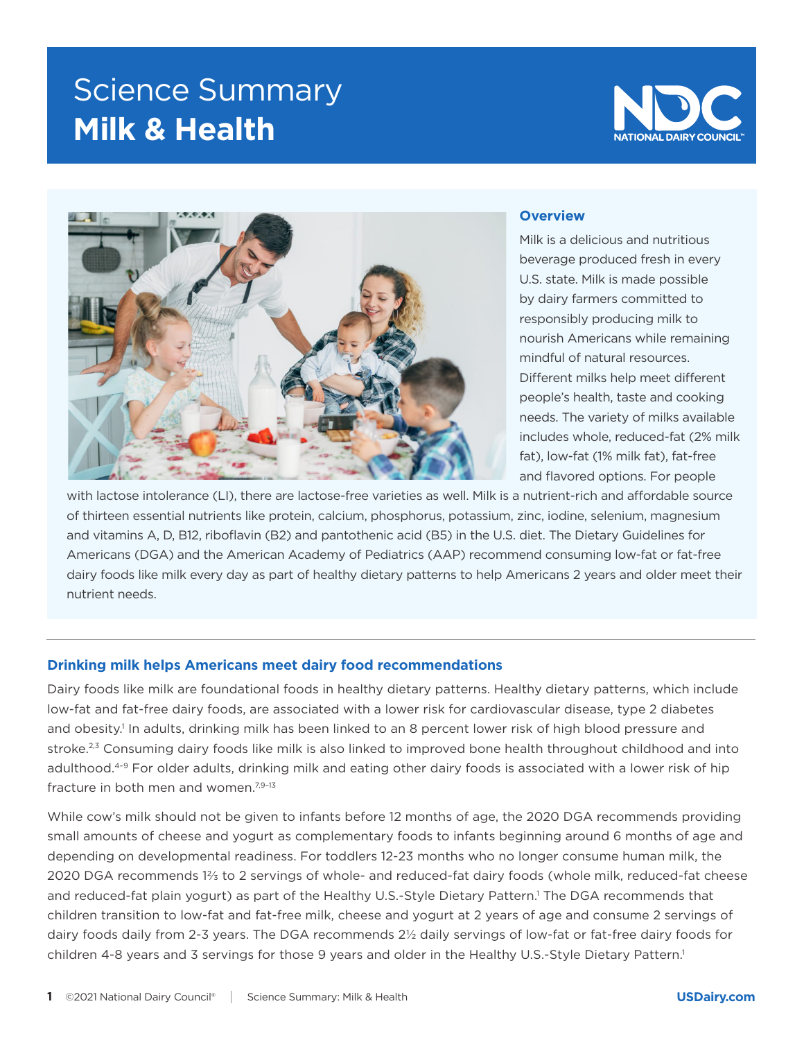# Science Summary
# **Milk & Health**

NATIONAL DAIRY COUNCIL™

## Overview

Milk is a delicious and nutritious beverage produced fresh in every U.S. state. Milk is made possible by dairy farmers committed to responsibly producing milk to nourish Americans while remaining mindful of natural resources. Different milks help meet different people's health, taste and cooking needs. The variety of milks available includes whole, reduced-fat (2% milk fat), low-fat (1% milk fat), fat-free and flavored options. For people with lactose intolerance (LI), there are lactose-free varieties as well. Milk is a nutrient-rich and affordable source of thirteen essential nutrients like protein, calcium, phosphorus, potassium, zinc, iodine, selenium, magnesium and vitamins A, D, B12, riboflavin (B2) and pantothenic acid (B5) in the U.S. diet. The Dietary Guidelines for Americans (DGA) and the American Academy of Pediatrics (AAP) recommend consuming low-fat or fat-free dairy foods like milk every day as part of healthy dietary patterns to help Americans 2 years and older meet their nutrient needs.

## Drinking milk helps Americans meet dairy food recommendations

Dairy foods like milk are foundational foods in healthy dietary patterns. Healthy dietary patterns, which include low-fat and fat-free dairy foods, are associated with a lower risk for cardiovascular disease, type 2 diabetes and obesity.[1] In adults, drinking milk has been linked to an 8 percent lower risk of high blood pressure and stroke.[2,3] Consuming dairy foods like milk is also linked to improved bone health throughout childhood and into adulthood.[4–9] For older adults, drinking milk and eating other dairy foods is associated with a lower risk of hip fracture in both men and women.[7,9–13]

While cow's milk should not be given to infants before 12 months of age, the 2020 DGA recommends providing small amounts of cheese and yogurt as complementary foods to infants beginning around 6 months of age and depending on developmental readiness. For toddlers 12-23 months who no longer consume human milk, the 2020 DGA recommends 1⅔ to 2 servings of whole- and reduced-fat dairy foods (whole milk, reduced-fat cheese and reduced-fat plain yogurt) as part of the Healthy U.S.-Style Dietary Pattern.[1] The DGA recommends that children transition to low-fat and fat-free milk, cheese and yogurt at 2 years of age and consume 2 servings of dairy foods daily from 2-3 years. The DGA recommends 2½ daily servings of low-fat or fat-free dairy foods for children 4-8 years and 3 servings for those 9 years and older in the Healthy U.S.-Style Dietary Pattern.[1]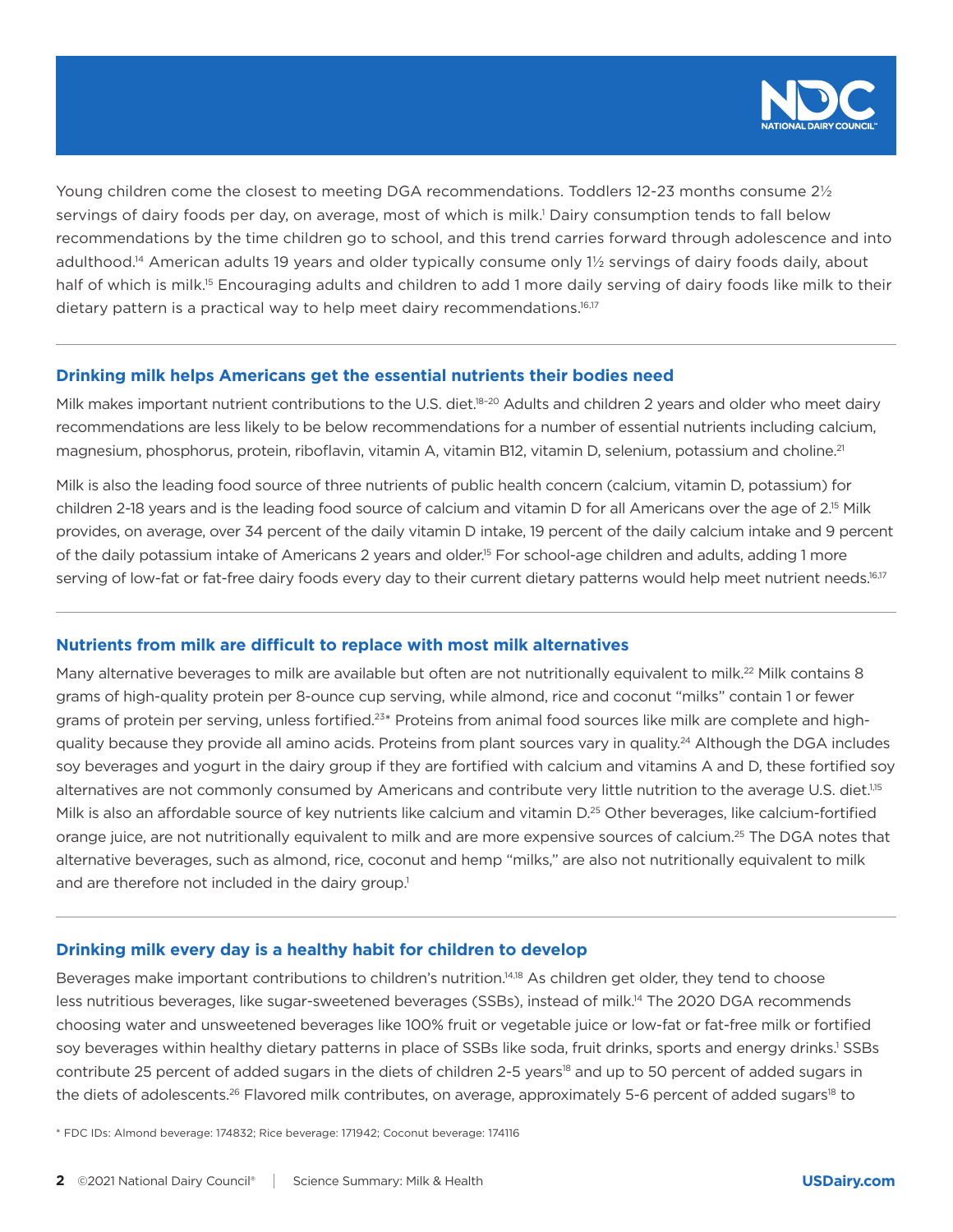Young children come the closest to meeting DGA recommendations. Toddlers 12-23 months consume 2½ servings of dairy foods per day, on average, most of which is milk.[1] Dairy consumption tends to fall below recommendations by the time children go to school, and this trend carries forward through adolescence and into adulthood.[14] American adults 19 years and older typically consume only 1½ servings of dairy foods daily, about half of which is milk.[15] Encouraging adults and children to add 1 more daily serving of dairy foods like milk to their dietary pattern is a practical way to help meet dairy recommendations.[16,17]

## Drinking milk helps Americans get the essential nutrients their bodies need

Milk makes important nutrient contributions to the U.S. diet.[18-20] Adults and children 2 years and older who meet dairy recommendations are less likely to be below recommendations for a number of essential nutrients including calcium, magnesium, phosphorus, protein, riboflavin, vitamin A, vitamin B12, vitamin D, selenium, potassium and choline.[21]

Milk is also the leading food source of three nutrients of public health concern (calcium, vitamin D, potassium) for children 2-18 years and is the leading food source of calcium and vitamin D for all Americans over the age of 2.[15] Milk provides, on average, over 34 percent of the daily vitamin D intake, 19 percent of the daily calcium intake and 9 percent of the daily potassium intake of Americans 2 years and older.[15] For school-age children and adults, adding 1 more serving of low-fat or fat-free dairy foods every day to their current dietary patterns would help meet nutrient needs.[16,17]

## Nutrients from milk are difficult to replace with most milk alternatives

Many alternative beverages to milk are available but often are not nutritionally equivalent to milk.[22] Milk contains 8 grams of high-quality protein per 8-ounce cup serving, while almond, rice and coconut "milks" contain 1 or fewer grams of protein per serving, unless fortified.[23]* Proteins from animal food sources like milk are complete and high-quality because they provide all amino acids. Proteins from plant sources vary in quality.[24] Although the DGA includes soy beverages and yogurt in the dairy group if they are fortified with calcium and vitamins A and D, these fortified soy alternatives are not commonly consumed by Americans and contribute very little nutrition to the average U.S. diet.[1,15] Milk is also an affordable source of key nutrients like calcium and vitamin D.[25] Other beverages, like calcium-fortified orange juice, are not nutritionally equivalent to milk and are more expensive sources of calcium.[25] The DGA notes that alternative beverages, such as almond, rice, coconut and hemp "milks," are also not nutritionally equivalent to milk and are therefore not included in the dairy group.[1]

## Drinking milk every day is a healthy habit for children to develop

Beverages make important contributions to children's nutrition.[14,18] As children get older, they tend to choose less nutritious beverages, like sugar-sweetened beverages (SSBs), instead of milk.[14] The 2020 DGA recommends choosing water and unsweetened beverages like 100% fruit or vegetable juice or low-fat or fat-free milk or fortified soy beverages within healthy dietary patterns in place of SSBs like soda, fruit drinks, sports and energy drinks.[1] SSBs contribute 25 percent of added sugars in the diets of children 2-5 years[18] and up to 50 percent of added sugars in the diets of adolescents.[26] Flavored milk contributes, on average, approximately 5-6 percent of added sugars[18] to

* FDC IDs: Almond beverage: 174832; Rice beverage: 171942; Coconut beverage: 174116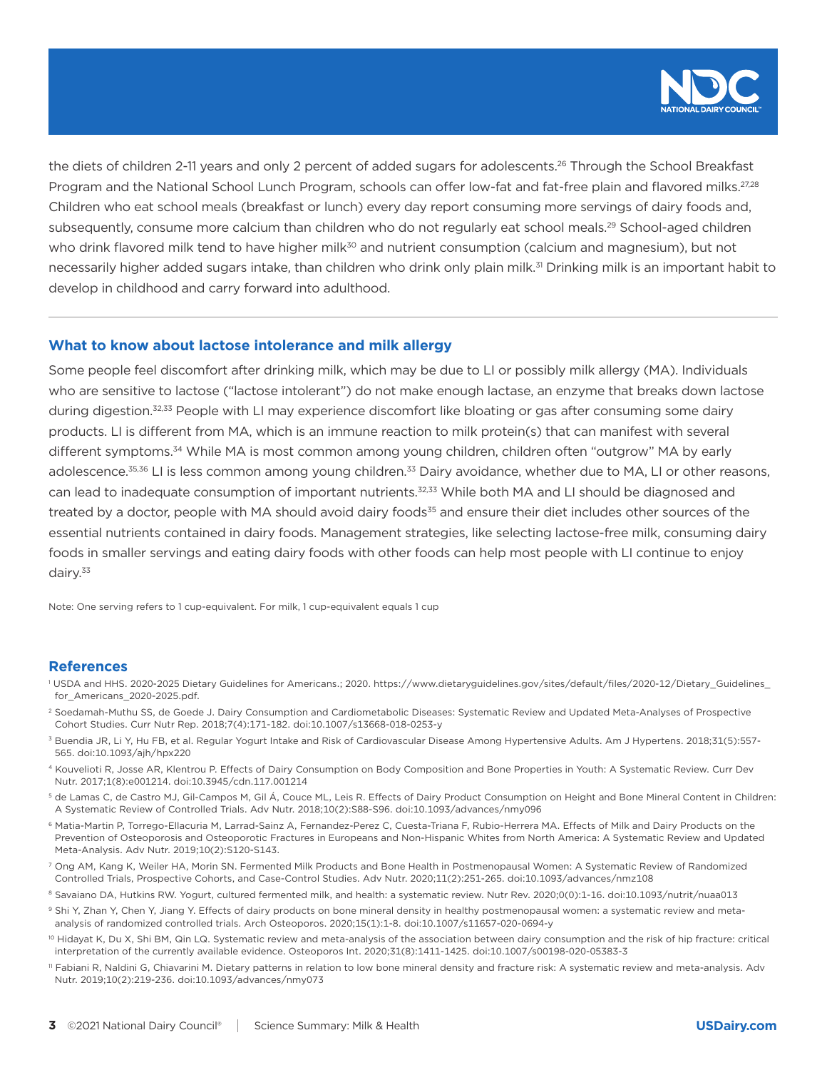the diets of children 2-11 years and only 2 percent of added sugars for adolescents.[26] Through the School Breakfast Program and the National School Lunch Program, schools can offer low-fat and fat-free plain and flavored milks.[27,28] Children who eat school meals (breakfast or lunch) every day report consuming more servings of dairy foods and, subsequently, consume more calcium than children who do not regularly eat school meals.[29] School-aged children who drink flavored milk tend to have higher milk[30] and nutrient consumption (calcium and magnesium), but not necessarily higher added sugars intake, than children who drink only plain milk.[31] Drinking milk is an important habit to develop in childhood and carry forward into adulthood.

## What to know about lactose intolerance and milk allergy

Some people feel discomfort after drinking milk, which may be due to LI or possibly milk allergy (MA). Individuals who are sensitive to lactose ("lactose intolerant") do not make enough lactase, an enzyme that breaks down lactose during digestion.[32,33] People with LI may experience discomfort like bloating or gas after consuming some dairy products. LI is different from MA, which is an immune reaction to milk protein(s) that can manifest with several different symptoms.[34] While MA is most common among young children, children often "outgrow" MA by early adolescence.[35,36] LI is less common among young children.[33] Dairy avoidance, whether due to MA, LI or other reasons, can lead to inadequate consumption of important nutrients.[32,33] While both MA and LI should be diagnosed and treated by a doctor, people with MA should avoid dairy foods[35] and ensure their diet includes other sources of the essential nutrients contained in dairy foods. Management strategies, like selecting lactose-free milk, consuming dairy foods in smaller servings and eating dairy foods with other foods can help most people with LI continue to enjoy dairy.[33]

Note: One serving refers to 1 cup-equivalent. For milk, 1 cup-equivalent equals 1 cup

## References

1. USDA and HHS. 2020-2025 Dietary Guidelines for Americans.; 2020. https://www.dietaryguidelines.gov/sites/default/files/2020-12/Dietary_Guidelines_for_Americans_2020-2025.pdf.
2. Soedamah-Muthu SS, de Goede J. Dairy Consumption and Cardiometabolic Diseases: Systematic Review and Updated Meta-Analyses of Prospective Cohort Studies. Curr Nutr Rep. 2018;7(4):171-182. doi:10.1007/s13668-018-0253-y
3. Buendia JR, Li Y, Hu FB, et al. Regular Yogurt Intake and Risk of Cardiovascular Disease Among Hypertensive Adults. Am J Hypertens. 2018;31(5):557-565. doi:10.1093/ajh/hpx220
4. Kouvelioti R, Josse AR, Klentrou P. Effects of Dairy Consumption on Body Composition and Bone Properties in Youth: A Systematic Review. Curr Dev Nutr. 2017;1(8):e001214. doi:10.3945/cdn.117.001214
5. de Lamas C, de Castro MJ, Gil-Campos M, Gil Á, Couce ML, Leis R. Effects of Dairy Product Consumption on Height and Bone Mineral Content in Children: A Systematic Review of Controlled Trials. Adv Nutr. 2018;10(2):S88-S96. doi:10.1093/advances/nmy096
6. Matia-Martin P, Torrego-Ellacuria M, Larrad-Sainz A, Fernandez-Perez C, Cuesta-Triana F, Rubio-Herrera MA. Effects of Milk and Dairy Products on the Prevention of Osteoporosis and Osteoporotic Fractures in Europeans and Non-Hispanic Whites from North America: A Systematic Review and Updated Meta-Analysis. Adv Nutr. 2019;10(2):S120-S143.
7. Ong AM, Kang K, Weiler HA, Morin SN. Fermented Milk Products and Bone Health in Postmenopausal Women: A Systematic Review of Randomized Controlled Trials, Prospective Cohorts, and Case-Control Studies. Adv Nutr. 2020;11(2):251-265. doi:10.1093/advances/nmz108
8. Savaiano DA, Hutkins RW. Yogurt, cultured fermented milk, and health: a systematic review. Nutr Rev. 2020;0(0):1-16. doi:10.1093/nutrit/nuaa013
9. Shi Y, Zhan Y, Chen Y, Jiang Y. Effects of dairy products on bone mineral density in healthy postmenopausal women: a systematic review and meta-analysis of randomized controlled trials. Arch Osteoporos. 2020;15(1):1-8. doi:10.1007/s11657-020-0694-y
10. Hidayat K, Du X, Shi BM, Qin LQ. Systematic review and meta-analysis of the association between dairy consumption and the risk of hip fracture: critical interpretation of the currently available evidence. Osteoporos Int. 2020;31(8):1411-1425. doi:10.1007/s00198-020-05383-3
11. Fabiani R, Naldini G, Chiavarini M. Dietary patterns in relation to low bone mineral density and fracture risk: A systematic review and meta-analysis. Adv Nutr. 2019;10(2):219-236. doi:10.1093/advances/nmy073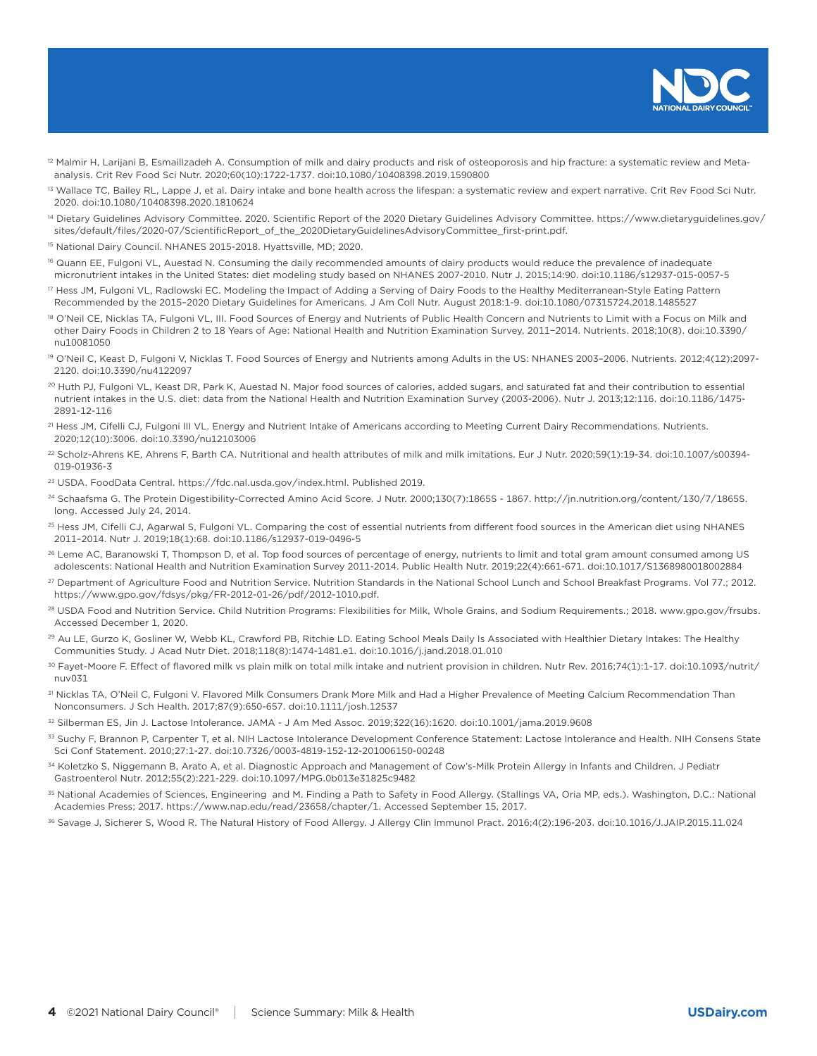[12] Malmir H, Larijani B, Esmaillzadeh A. Consumption of milk and dairy products and risk of osteoporosis and hip fracture: a systematic review and Meta-analysis. Crit Rev Food Sci Nutr. 2020;60(10):1722-1737. doi:10.1080/10408398.2019.1590800

[13] Wallace TC, Bailey RL, Lappe J, et al. Dairy intake and bone health across the lifespan: a systematic review and expert narrative. Crit Rev Food Sci Nutr. 2020. doi:10.1080/10408398.2020.1810624

[14] Dietary Guidelines Advisory Committee. 2020. Scientific Report of the 2020 Dietary Guidelines Advisory Committee. https://www.dietaryguidelines.gov/sites/default/files/2020-07/ScientificReport_of_the_2020DietaryGuidelinesAdvisoryCommittee_first-print.pdf.

[15] National Dairy Council. NHANES 2015-2018. Hyattsville, MD; 2020.

[16] Quann EE, Fulgoni VL, Auestad N. Consuming the daily recommended amounts of dairy products would reduce the prevalence of inadequate micronutrient intakes in the United States: diet modeling study based on NHANES 2007-2010. Nutr J. 2015;14:90. doi:10.1186/s12937-015-0057-5

[17] Hess JM, Fulgoni VL, Radlowski EC. Modeling the Impact of Adding a Serving of Dairy Foods to the Healthy Mediterranean-Style Eating Pattern Recommended by the 2015–2020 Dietary Guidelines for Americans. J Am Coll Nutr. August 2018:1-9. doi:10.1080/07315724.2018.1485527

[18] O'Neil CE, Nicklas TA, Fulgoni VL, III. Food Sources of Energy and Nutrients of Public Health Concern and Nutrients to Limit with a Focus on Milk and other Dairy Foods in Children 2 to 18 Years of Age: National Health and Nutrition Examination Survey, 2011−2014. Nutrients. 2018;10(8). doi:10.3390/nu10081050

[19] O'Neil C, Keast D, Fulgoni V, Nicklas T. Food Sources of Energy and Nutrients among Adults in the US: NHANES 2003–2006. Nutrients. 2012;4(12):2097-2120. doi:10.3390/nu4122097

[20] Huth PJ, Fulgoni VL, Keast DR, Park K, Auestad N. Major food sources of calories, added sugars, and saturated fat and their contribution to essential nutrient intakes in the U.S. diet: data from the National Health and Nutrition Examination Survey (2003-2006). Nutr J. 2013;12:116. doi:10.1186/1475-2891-12-116

[21] Hess JM, Cifelli CJ, Fulgoni III VL. Energy and Nutrient Intake of Americans according to Meeting Current Dairy Recommendations. Nutrients. 2020;12(10):3006. doi:10.3390/nu12103006

[22] Scholz-Ahrens KE, Ahrens F, Barth CA. Nutritional and health attributes of milk and milk imitations. Eur J Nutr. 2020;59(1):19-34. doi:10.1007/s00394-019-01936-3

[23] USDA. FoodData Central. https://fdc.nal.usda.gov/index.html. Published 2019.

[24] Schaafsma G. The Protein Digestibility-Corrected Amino Acid Score. J Nutr. 2000;130(7):1865S - 1867. http://jn.nutrition.org/content/130/7/1865S.long. Accessed July 24, 2014.

[25] Hess JM, Cifelli CJ, Agarwal S, Fulgoni VL. Comparing the cost of essential nutrients from different food sources in the American diet using NHANES 2011–2014. Nutr J. 2019;18(1):68. doi:10.1186/s12937-019-0496-5

[26] Leme AC, Baranowski T, Thompson D, et al. Top food sources of percentage of energy, nutrients to limit and total gram amount consumed among US adolescents: National Health and Nutrition Examination Survey 2011-2014. Public Health Nutr. 2019;22(4):661-671. doi:10.1017/S1368980018002884

[27] Department of Agriculture Food and Nutrition Service. Nutrition Standards in the National School Lunch and School Breakfast Programs. Vol 77.; 2012. https://www.gpo.gov/fdsys/pkg/FR-2012-01-26/pdf/2012-1010.pdf.

[28] USDA Food and Nutrition Service. Child Nutrition Programs: Flexibilities for Milk, Whole Grains, and Sodium Requirements.; 2018. www.gpo.gov/frsubs. Accessed December 1, 2020.

[29] Au LE, Gurzo K, Gosliner W, Webb KL, Crawford PB, Ritchie LD. Eating School Meals Daily Is Associated with Healthier Dietary Intakes: The Healthy Communities Study. J Acad Nutr Diet. 2018;118(8):1474-1481.e1. doi:10.1016/j.jand.2018.01.010

[30] Fayet-Moore F. Effect of flavored milk vs plain milk on total milk intake and nutrient provision in children. Nutr Rev. 2016;74(1):1-17. doi:10.1093/nutrit/nuv031

[31] Nicklas TA, O'Neil C, Fulgoni V. Flavored Milk Consumers Drank More Milk and Had a Higher Prevalence of Meeting Calcium Recommendation Than Nonconsumers. J Sch Health. 2017;87(9):650-657. doi:10.1111/josh.12537

[32] Silberman ES, Jin J. Lactose Intolerance. JAMA - J Am Med Assoc. 2019;322(16):1620. doi:10.1001/jama.2019.9608

[33] Suchy F, Brannon P, Carpenter T, et al. NIH Lactose Intolerance Development Conference Statement: Lactose Intolerance and Health. NIH Consens State Sci Conf Statement. 2010;27:1-27. doi:10.7326/0003-4819-152-12-201006150-00248

[34] Koletzko S, Niggemann B, Arato A, et al. Diagnostic Approach and Management of Cow's-Milk Protein Allergy in Infants and Children. J Pediatr Gastroenterol Nutr. 2012;55(2):221-229. doi:10.1097/MPG.0b013e31825c9482

[35] National Academies of Sciences, Engineering and M. Finding a Path to Safety in Food Allergy. (Stallings VA, Oria MP, eds.). Washington, D.C.: National Academies Press; 2017. https://www.nap.edu/read/23658/chapter/1. Accessed September 15, 2017.

[36] Savage J, Sicherer S, Wood R. The Natural History of Food Allergy. J Allergy Clin Immunol Pract. 2016;4(2):196-203. doi:10.1016/J.JAIP.2015.11.024